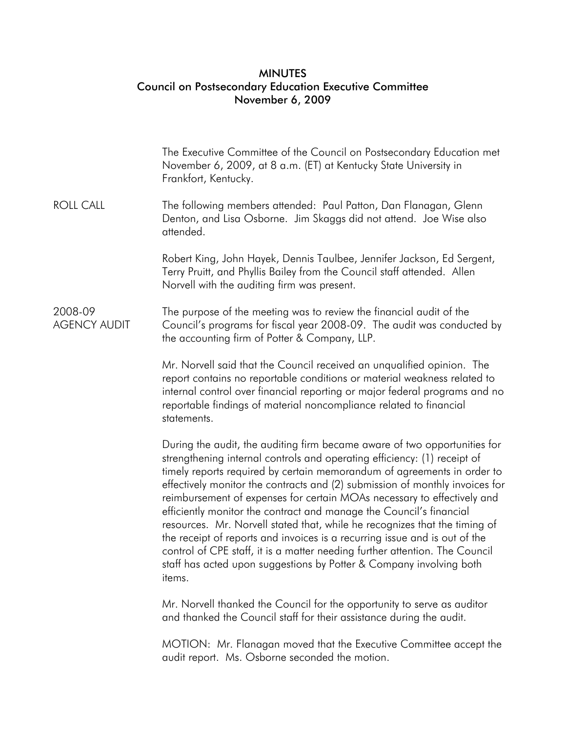# MINUTES
## Council on Postsecondary Education Executive Committee
## November 6, 2009

The Executive Committee of the Council on Postsecondary Education met November 6, 2009, at 8 a.m. (ET) at Kentucky State University in Frankfort, Kentucky.

**ROLL CALL**

The following members attended: Paul Patton, Dan Flanagan, Glenn Denton, and Lisa Osborne. Jim Skaggs did not attend. Joe Wise also attended.

Robert King, John Hayek, Dennis Taulbee, Jennifer Jackson, Ed Sergent, Terry Pruitt, and Phyllis Bailey from the Council staff attended. Allen Norvell with the auditing firm was present.

**2008-09 AGENCY AUDIT**

The purpose of the meeting was to review the financial audit of the Council's programs for fiscal year 2008-09. The audit was conducted by the accounting firm of Potter & Company, LLP.

Mr. Norvell said that the Council received an unqualified opinion. The report contains no reportable conditions or material weakness related to internal control over financial reporting or major federal programs and no reportable findings of material noncompliance related to financial statements.

During the audit, the auditing firm became aware of two opportunities for strengthening internal controls and operating efficiency: (1) receipt of timely reports required by certain memorandum of agreements in order to effectively monitor the contracts and (2) submission of monthly invoices for reimbursement of expenses for certain MOAs necessary to effectively and efficiently monitor the contract and manage the Council's financial resources. Mr. Norvell stated that, while he recognizes that the timing of the receipt of reports and invoices is a recurring issue and is out of the control of CPE staff, it is a matter needing further attention. The Council staff has acted upon suggestions by Potter & Company involving both items.

Mr. Norvell thanked the Council for the opportunity to serve as auditor and thanked the Council staff for their assistance during the audit.

MOTION: Mr. Flanagan moved that the Executive Committee accept the audit report. Ms. Osborne seconded the motion.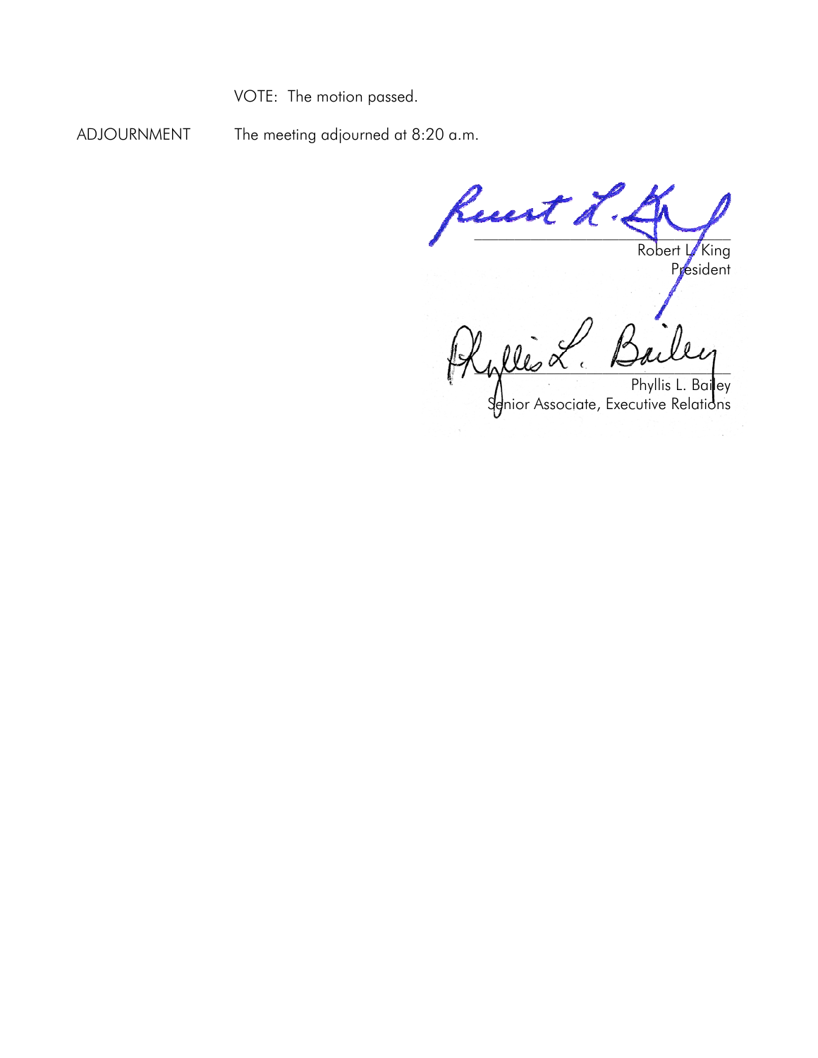VOTE: The motion passed.

ADJOURNMENT The meeting adjourned at 8:20 a.m.

Robert L. King
President

Phyllis L. Bailey
Senior Associate, Executive Relations